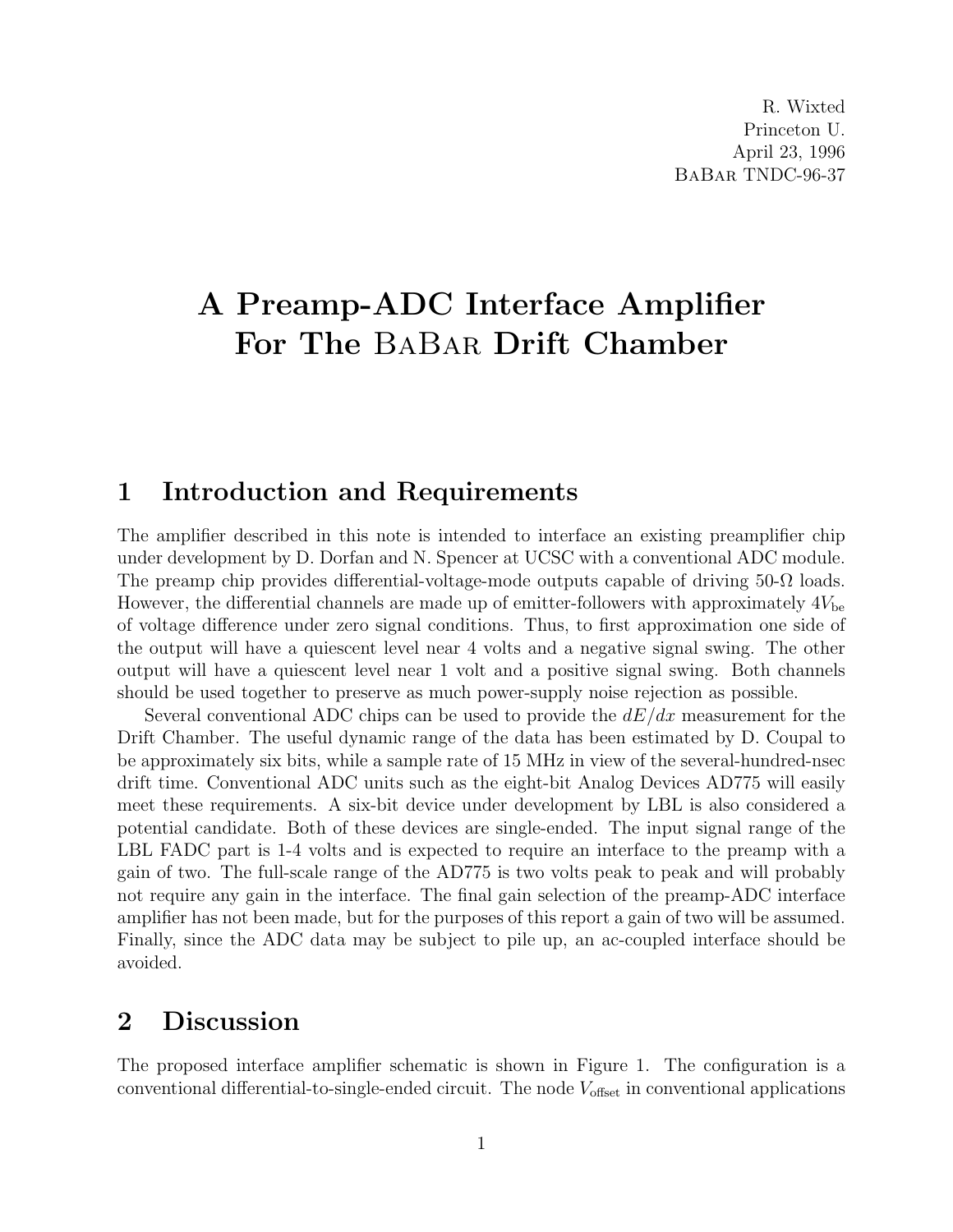R. Wixted
Princeton U.
April 23, 1996
BaBar TNDC-96-37

# A Preamp-ADC Interface Amplifier For The BaBar Drift Chamber

## 1 Introduction and Requirements

The amplifier described in this note is intended to interface an existing preamplifier chip under development by D. Dorfan and N. Spencer at UCSC with a conventional ADC module. The preamp chip provides differential-voltage-mode outputs capable of driving 50-$\Omega$ loads. However, the differential channels are made up of emitter-followers with approximately $4V_{\mathrm{be}}$ of voltage difference under zero signal conditions. Thus, to first approximation one side of the output will have a quiescent level near 4 volts and a negative signal swing. The other output will have a quiescent level near 1 volt and a positive signal swing. Both channels should be used together to preserve as much power-supply noise rejection as possible.

Several conventional ADC chips can be used to provide the $dE/dx$ measurement for the Drift Chamber. The useful dynamic range of the data has been estimated by D. Coupal to be approximately six bits, while a sample rate of 15 MHz in view of the several-hundred-nsec drift time. Conventional ADC units such as the eight-bit Analog Devices AD775 will easily meet these requirements. A six-bit device under development by LBL is also considered a potential candidate. Both of these devices are single-ended. The input signal range of the LBL FADC part is 1-4 volts and is expected to require an interface to the preamp with a gain of two. The full-scale range of the AD775 is two volts peak to peak and will probably not require any gain in the interface. The final gain selection of the preamp-ADC interface amplifier has not been made, but for the purposes of this report a gain of two will be assumed. Finally, since the ADC data may be subject to pile up, an ac-coupled interface should be avoided.

## 2 Discussion

The proposed interface amplifier schematic is shown in Figure 1. The configuration is a conventional differential-to-single-ended circuit. The node $V_{\mathrm{offset}}$ in conventional applications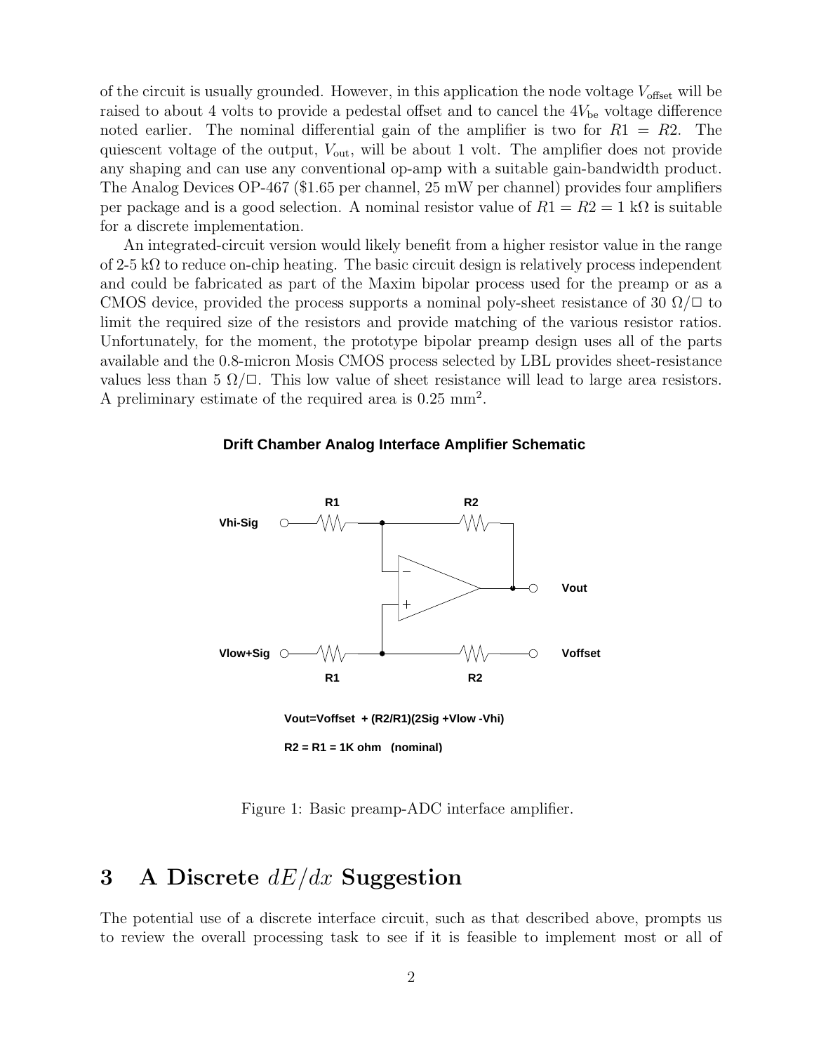of the circuit is usually grounded. However, in this application the node voltage $V_{\mathrm{offset}}$ will be raised to about 4 volts to provide a pedestal offset and to cancel the $4V_{\mathrm{be}}$ voltage difference noted earlier. The nominal differential gain of the amplifier is two for $R1 = R2$. The quiescent voltage of the output, $V_{\mathrm{out}}$, will be about 1 volt. The amplifier does not provide any shaping and can use any conventional op-amp with a suitable gain-bandwidth product. The Analog Devices OP-467 ($1.65 per channel, 25 mW per channel) provides four amplifiers per package and is a good selection. A nominal resistor value of $R1 = R2 = 1$ kΩ is suitable for a discrete implementation.

An integrated-circuit version would likely benefit from a higher resistor value in the range of 2-5 kΩ to reduce on-chip heating. The basic circuit design is relatively process independent and could be fabricated as part of the Maxim bipolar process used for the preamp or as a CMOS device, provided the process supports a nominal poly-sheet resistance of 30 $\Omega/\Box$ to limit the required size of the resistors and provide matching of the various resistor ratios. Unfortunately, for the moment, the prototype bipolar preamp design uses all of the parts available and the 0.8-micron Mosis CMOS process selected by LBL provides sheet-resistance values less than 5 $\Omega/\Box$. This low value of sheet resistance will lead to large area resistors. A preliminary estimate of the required area is 0.25 mm$^2$.

**Drift Chamber Analog Interface Amplifier Schematic**

Vhi-Sig, Vlow+Sig, R1, R2, Vout, Voffset

Vout=Voffset + (R2/R1)(2Sig +Vlow -Vhi)

R2 = R1 = 1K ohm (nominal)

Figure 1: Basic preamp-ADC interface amplifier.

## 3 A Discrete $dE/dx$ Suggestion

The potential use of a discrete interface circuit, such as that described above, prompts us to review the overall processing task to see if it is feasible to implement most or all of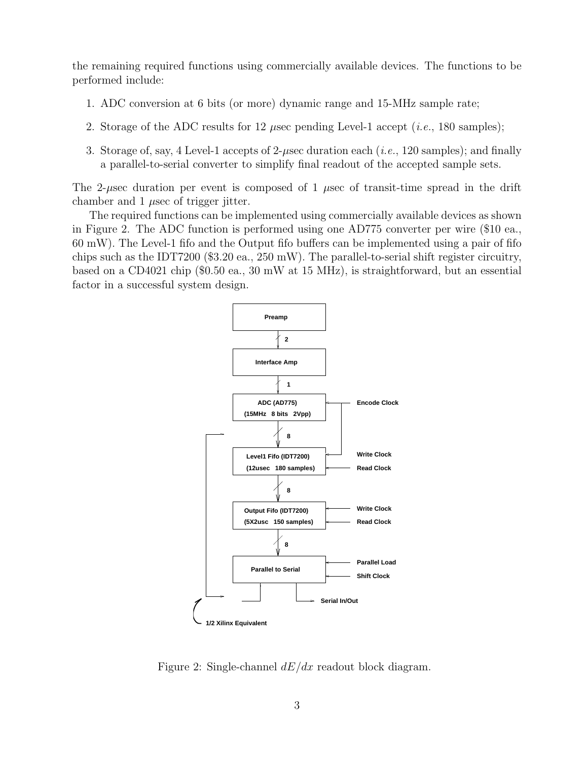the remaining required functions using commercially available devices. The functions to be performed include:

1. ADC conversion at 6 bits (or more) dynamic range and 15-MHz sample rate;
2. Storage of the ADC results for 12 $\mu$sec pending Level-1 accept (*i.e.*, 180 samples);
3. Storage of, say, 4 Level-1 accepts of 2-$\mu$sec duration each (*i.e.*, 120 samples); and finally a parallel-to-serial converter to simplify final readout of the accepted sample sets.

The 2-$\mu$sec duration per event is composed of 1 $\mu$sec of transit-time spread in the drift chamber and 1 $\mu$sec of trigger jitter.

The required functions can be implemented using commercially available devices as shown in Figure 2. The ADC function is performed using one AD775 converter per wire ($10 ea., 60 mW). The Level-1 fifo and the Output fifo buffers can be implemented using a pair of fifo chips such as the IDT7200 ($3.20 ea., 250 mW). The parallel-to-serial shift register circuitry, based on a CD4021 chip ($0.50 ea., 30 mW at 15 MHz), is straightforward, but an essential factor in a successful system design.

Figure 2: Single-channel $dE/dx$ readout block diagram.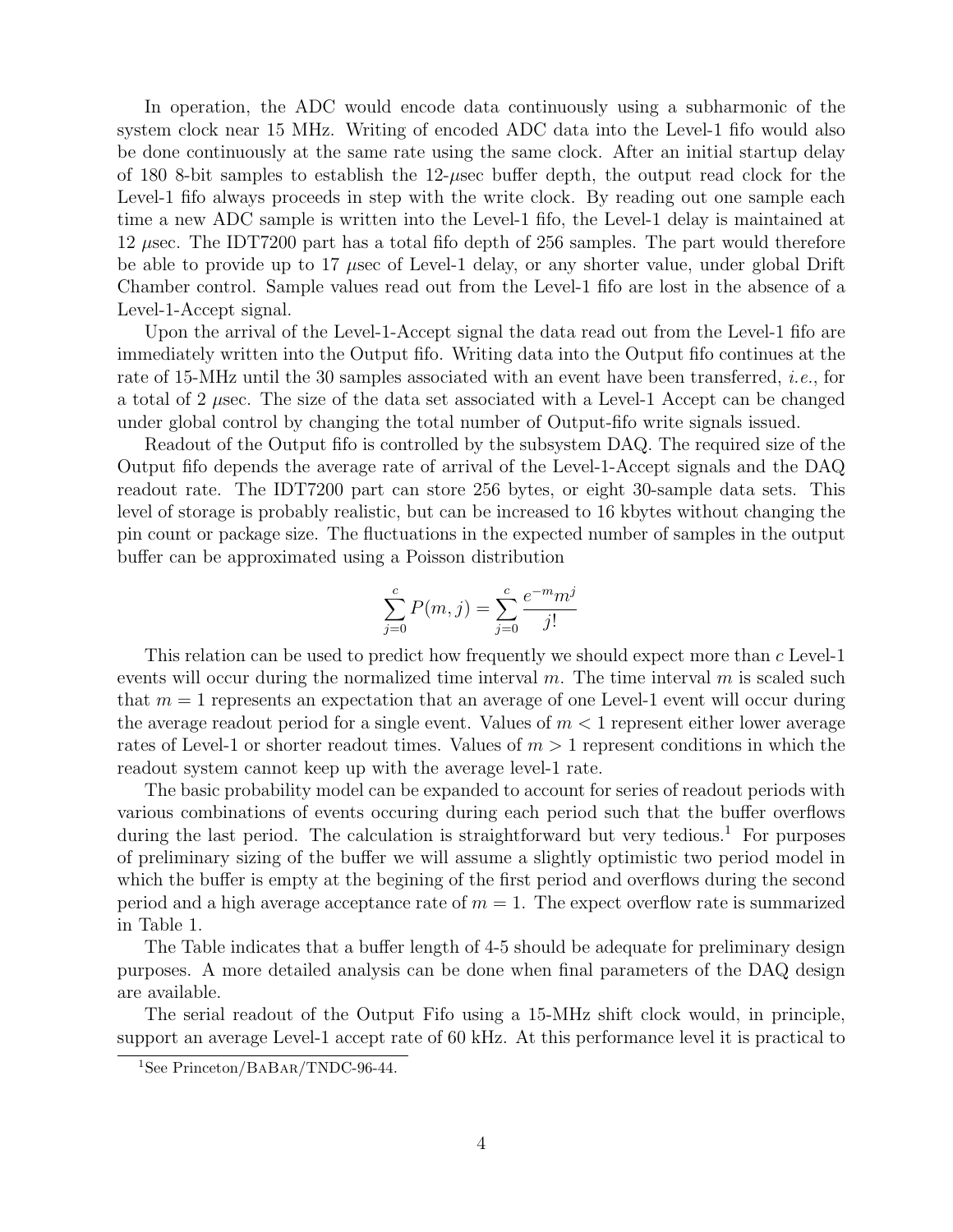In operation, the ADC would encode data continuously using a subharmonic of the system clock near 15 MHz. Writing of encoded ADC data into the Level-1 fifo would also be done continuously at the same rate using the same clock. After an initial startup delay of 180 8-bit samples to establish the 12-$\mu$sec buffer depth, the output read clock for the Level-1 fifo always proceeds in step with the write clock. By reading out one sample each time a new ADC sample is written into the Level-1 fifo, the Level-1 delay is maintained at 12 $\mu$sec. The IDT7200 part has a total fifo depth of 256 samples. The part would therefore be able to provide up to 17 $\mu$sec of Level-1 delay, or any shorter value, under global Drift Chamber control. Sample values read out from the Level-1 fifo are lost in the absence of a Level-1-Accept signal.

Upon the arrival of the Level-1-Accept signal the data read out from the Level-1 fifo are immediately written into the Output fifo. Writing data into the Output fifo continues at the rate of 15-MHz until the 30 samples associated with an event have been transferred, *i.e.*, for a total of 2 $\mu$sec. The size of the data set associated with a Level-1 Accept can be changed under global control by changing the total number of Output-fifo write signals issued.

Readout of the Output fifo is controlled by the subsystem DAQ. The required size of the Output fifo depends the average rate of arrival of the Level-1-Accept signals and the DAQ readout rate. The IDT7200 part can store 256 bytes, or eight 30-sample data sets. This level of storage is probably realistic, but can be increased to 16 kbytes without changing the pin count or package size. The fluctuations in the expected number of samples in the output buffer can be approximated using a Poisson distribution

$$\sum_{j=0}^{c} P(m,j) = \sum_{j=0}^{c} \frac{e^{-m} m^j}{j!}$$

This relation can be used to predict how frequently we should expect more than $c$ Level-1 events will occur during the normalized time interval $m$. The time interval $m$ is scaled such that $m = 1$ represents an expectation that an average of one Level-1 event will occur during the average readout period for a single event. Values of $m < 1$ represent either lower average rates of Level-1 or shorter readout times. Values of $m > 1$ represent conditions in which the readout system cannot keep up with the average level-1 rate.

The basic probability model can be expanded to account for series of readout periods with various combinations of events occuring during each period such that the buffer overflows during the last period. The calculation is straightforward but very tedious.[1] For purposes of preliminary sizing of the buffer we will assume a slightly optimistic two period model in which the buffer is empty at the begining of the first period and overflows during the second period and a high average acceptance rate of $m = 1$. The expect overflow rate is summarized in Table 1.

The Table indicates that a buffer length of 4-5 should be adequate for preliminary design purposes. A more detailed analysis can be done when final parameters of the DAQ design are available.

The serial readout of the Output Fifo using a 15-MHz shift clock would, in principle, support an average Level-1 accept rate of 60 kHz. At this performance level it is practical to

[1] See Princeton/BaBar/TNDC-96-44.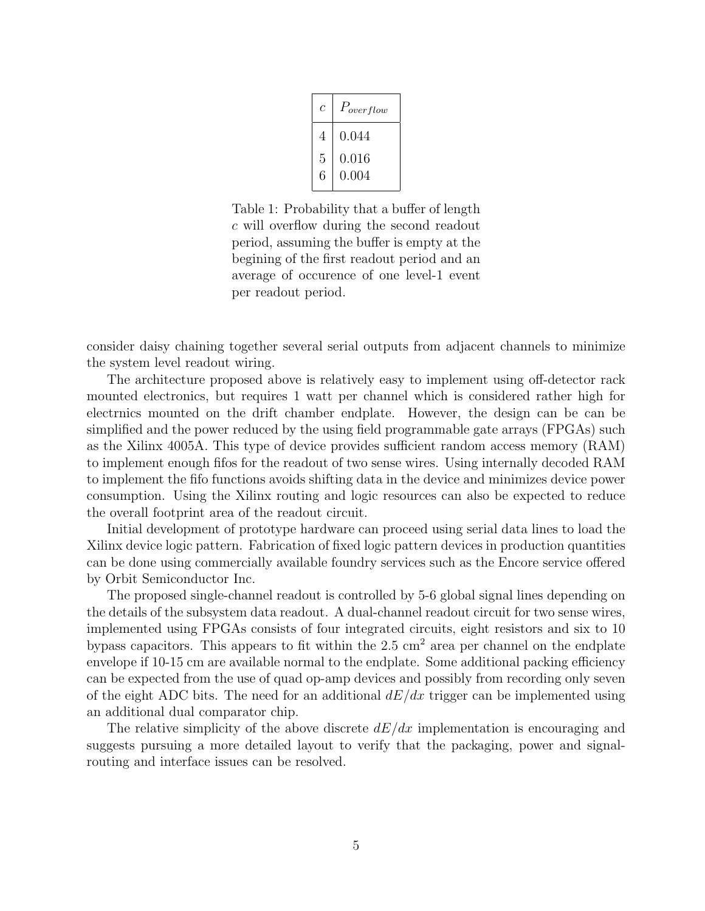| $c$ | $P_{overflow}$ |
|---|---|
| 4 | 0.044 |
| 5 | 0.016 |
| 6 | 0.004 |

Table 1: Probability that a buffer of length $c$ will overflow during the second readout period, assuming the buffer is empty at the begining of the first readout period and an average of occurence of one level-1 event per readout period.

consider daisy chaining together several serial outputs from adjacent channels to minimize the system level readout wiring.

The architecture proposed above is relatively easy to implement using off-detector rack mounted electronics, but requires 1 watt per channel which is considered rather high for electrnics mounted on the drift chamber endplate. However, the design can be can be simplified and the power reduced by the using field programmable gate arrays (FPGAs) such as the Xilinx 4005A. This type of device provides sufficient random access memory (RAM) to implement enough fifos for the readout of two sense wires. Using internally decoded RAM to implement the fifo functions avoids shifting data in the device and minimizes device power consumption. Using the Xilinx routing and logic resources can also be expected to reduce the overall footprint area of the readout circuit.

Initial development of prototype hardware can proceed using serial data lines to load the Xilinx device logic pattern. Fabrication of fixed logic pattern devices in production quantities can be done using commercially available foundry services such as the Encore service offered by Orbit Semiconductor Inc.

The proposed single-channel readout is controlled by 5-6 global signal lines depending on the details of the subsystem data readout. A dual-channel readout circuit for two sense wires, implemented using FPGAs consists of four integrated circuits, eight resistors and six to 10 bypass capacitors. This appears to fit within the 2.5 cm$^2$ area per channel on the endplate envelope if 10-15 cm are available normal to the endplate. Some additional packing efficiency can be expected from the use of quad op-amp devices and possibly from recording only seven of the eight ADC bits. The need for an additional $dE/dx$ trigger can be implemented using an additional dual comparator chip.

The relative simplicity of the above discrete $dE/dx$ implementation is encouraging and suggests pursuing a more detailed layout to verify that the packaging, power and signal-routing and interface issues can be resolved.